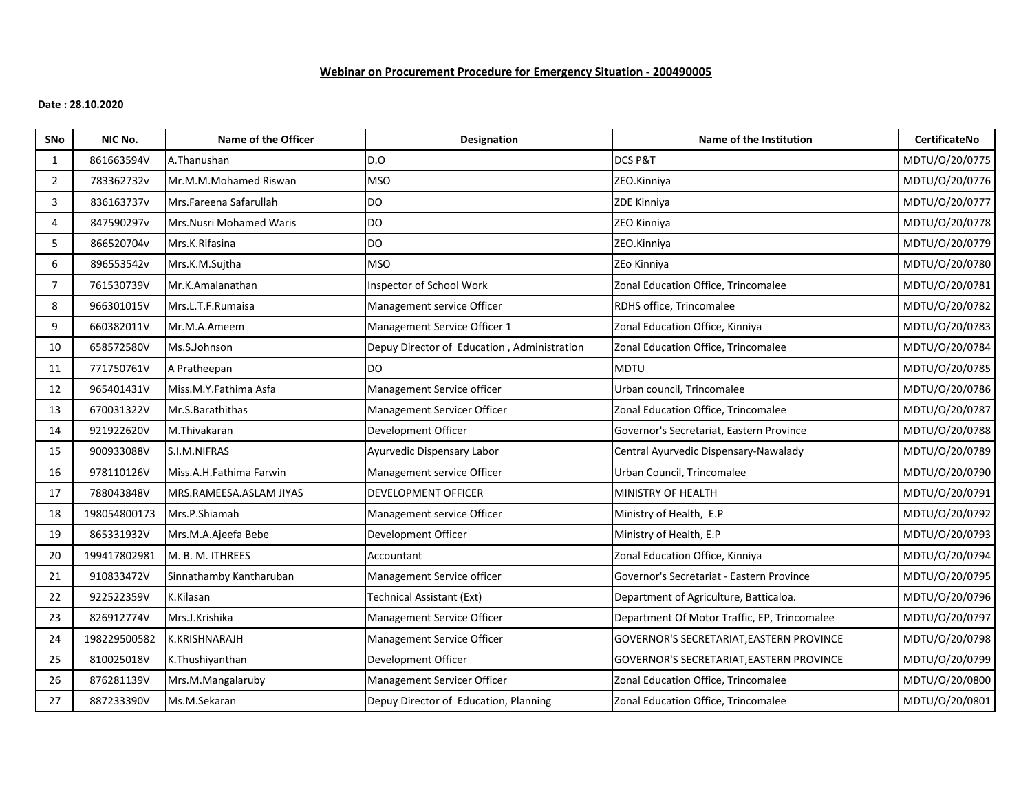**Webinar on Procurement Procedure for Emergency Situation - 200490005**

**Date : 28.10.2020**

| SNo | NIC No. | Name of the Officer | Designation | Name of the Institution | CertificateNo |
|---|---|---|---|---|---|
| 1 | 861663594V | A.Thanushan | D.O | DCS P&T | MDTU/O/20/0775 |
| 2 | 783362732v | Mr.M.M.Mohamed Riswan | MSO | ZEO.Kinniya | MDTU/O/20/0776 |
| 3 | 836163737v | Mrs.Fareena Safarullah | DO | ZDE Kinniya | MDTU/O/20/0777 |
| 4 | 847590297v | Mrs.Nusri Mohamed Waris | DO | ZEO Kinniya | MDTU/O/20/0778 |
| 5 | 866520704v | Mrs.K.Rifasina | DO | ZEO.Kinniya | MDTU/O/20/0779 |
| 6 | 896553542v | Mrs.K.M.Sujtha | MSO | ZEo Kinniya | MDTU/O/20/0780 |
| 7 | 761530739V | Mr.K.Amalanathan | Inspector of School Work | Zonal Education Office, Trincomalee | MDTU/O/20/0781 |
| 8 | 966301015V | Mrs.L.T.F.Rumaisa | Management service Officer | RDHS office, Trincomalee | MDTU/O/20/0782 |
| 9 | 660382011V | Mr.M.A.Ameem | Management Service Officer 1 | Zonal Education Office, Kinniya | MDTU/O/20/0783 |
| 10 | 658572580V | Ms.S.Johnson | Depuy Director of Education , Administration | Zonal Education Office, Trincomalee | MDTU/O/20/0784 |
| 11 | 771750761V | A Pratheepan | DO | MDTU | MDTU/O/20/0785 |
| 12 | 965401431V | Miss.M.Y.Fathima Asfa | Management Service officer | Urban council, Trincomalee | MDTU/O/20/0786 |
| 13 | 670031322V | Mr.S.Barathithas | Management Servicer Officer | Zonal Education Office, Trincomalee | MDTU/O/20/0787 |
| 14 | 921922620V | M.Thivakaran | Development Officer | Governor's Secretariat, Eastern Province | MDTU/O/20/0788 |
| 15 | 900933088V | S.I.M.NIFRAS | Ayurvedic Dispensary Labor | Central Ayurvedic Dispensary-Nawalady | MDTU/O/20/0789 |
| 16 | 978110126V | Miss.A.H.Fathima Farwin | Management service Officer | Urban Council, Trincomalee | MDTU/O/20/0790 |
| 17 | 788043848V | MRS.RAMEESA.ASLAM JIYAS | DEVELOPMENT OFFICER | MINISTRY OF HEALTH | MDTU/O/20/0791 |
| 18 | 198054800173 | Mrs.P.Shiamah | Management service Officer | Ministry of Health, E.P | MDTU/O/20/0792 |
| 19 | 865331932V | Mrs.M.A.Ajeefa Bebe | Development Officer | Ministry of Health, E.P | MDTU/O/20/0793 |
| 20 | 199417802981 | M. B. M. ITHREES | Accountant | Zonal Education Office, Kinniya | MDTU/O/20/0794 |
| 21 | 910833472V | Sinnathamby Kantharuban | Management Service officer | Governor's Secretariat - Eastern Province | MDTU/O/20/0795 |
| 22 | 922522359V | K.Kilasan | Technical Assistant (Ext) | Department of Agriculture, Batticaloa. | MDTU/O/20/0796 |
| 23 | 826912774V | Mrs.J.Krishika | Management Service Officer | Department Of Motor Traffic, EP, Trincomalee | MDTU/O/20/0797 |
| 24 | 198229500582 | K.KRISHNARAJH | Management Service Officer | GOVERNOR'S SECRETARIAT,EASTERN PROVINCE | MDTU/O/20/0798 |
| 25 | 810025018V | K.Thushiyanthan | Development Officer | GOVERNOR'S SECRETARIAT,EASTERN PROVINCE | MDTU/O/20/0799 |
| 26 | 876281139V | Mrs.M.Mangalaruby | Management Servicer Officer | Zonal Education Office, Trincomalee | MDTU/O/20/0800 |
| 27 | 887233390V | Ms.M.Sekaran | Depuy Director of Education, Planning | Zonal Education Office, Trincomalee | MDTU/O/20/0801 |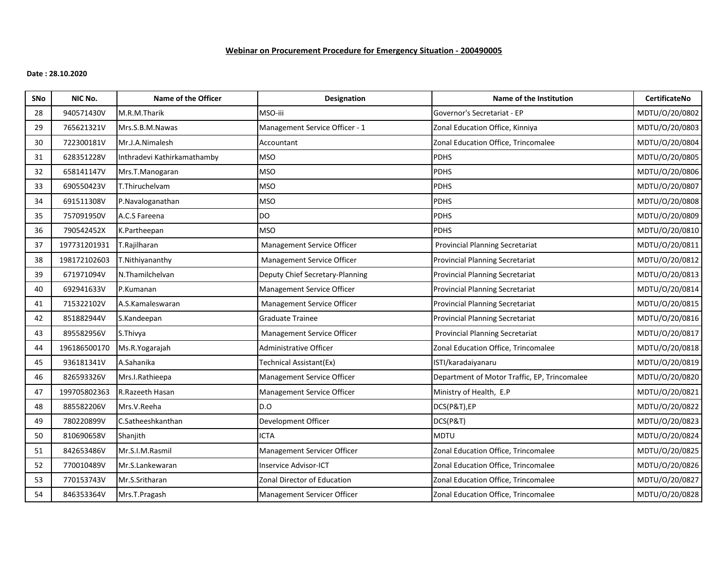**Webinar on Procurement Procedure for Emergency Situation - 200490005**

**Date : 28.10.2020**

| SNo | NIC No. | Name of the Officer | Designation | Name of the Institution | CertificateNo |
|---|---|---|---|---|---|
| 28 | 940571430V | M.R.M.Tharik | MSO-iii | Governor's Secretariat - EP | MDTU/O/20/0802 |
| 29 | 765621321V | Mrs.S.B.M.Nawas | Management Service Officer - 1 | Zonal Education Office, Kinniya | MDTU/O/20/0803 |
| 30 | 722300181V | Mr.J.A.Nimalesh | Accountant | Zonal Education Office, Trincomalee | MDTU/O/20/0804 |
| 31 | 628351228V | Inthradevi Kathirkamathamby | MSO | PDHS | MDTU/O/20/0805 |
| 32 | 658141147V | Mrs.T.Manogaran | MSO | PDHS | MDTU/O/20/0806 |
| 33 | 690550423V | T.Thiruchelvam | MSO | PDHS | MDTU/O/20/0807 |
| 34 | 691511308V | P.Navaloganathan | MSO | PDHS | MDTU/O/20/0808 |
| 35 | 757091950V | A.C.S Fareena | DO | PDHS | MDTU/O/20/0809 |
| 36 | 790542452X | K.Partheepan | MSO | PDHS | MDTU/O/20/0810 |
| 37 | 197731201931 | T.Rajilharan | Management Service Officer | Provincial Planning Secretariat | MDTU/O/20/0811 |
| 38 | 198172102603 | T.Nithiyananthy | Management Service Officer | Provincial Planning Secretariat | MDTU/O/20/0812 |
| 39 | 671971094V | N.Thamilchelvan | Deputy Chief Secretary-Planning | Provincial Planning Secretariat | MDTU/O/20/0813 |
| 40 | 692941633V | P.Kumanan | Management Service Officer | Provincial Planning Secretariat | MDTU/O/20/0814 |
| 41 | 715322102V | A.S.Kamaleswaran | Management Service Officer | Provincial Planning Secretariat | MDTU/O/20/0815 |
| 42 | 851882944V | S.Kandeepan | Graduate Trainee | Provincial Planning Secretariat | MDTU/O/20/0816 |
| 43 | 895582956V | S.Thivya | Management Service Officer | Provincial Planning Secretariat | MDTU/O/20/0817 |
| 44 | 196186500170 | Ms.R.Yogarajah | Administrative Officer | Zonal Education Office, Trincomalee | MDTU/O/20/0818 |
| 45 | 936181341V | A.Sahanika | Technical Assistant(Ex) | ISTI/karadaiyanaru | MDTU/O/20/0819 |
| 46 | 826593326V | Mrs.I.Rathieepa | Management Service Officer | Department of Motor Traffic, EP, Trincomalee | MDTU/O/20/0820 |
| 47 | 199705802363 | R.Razeeth Hasan | Management Service Officer | Ministry of Health, E.P | MDTU/O/20/0821 |
| 48 | 885582206V | Mrs.V.Reeha | D.O | DCS(P&T),EP | MDTU/O/20/0822 |
| 49 | 780220899V | C.Satheeshkanthan | Development Officer | DCS(P&T) | MDTU/O/20/0823 |
| 50 | 810690658V | Shanjith | ICTA | MDTU | MDTU/O/20/0824 |
| 51 | 842653486V | Mr.S.I.M.Rasmil | Management Servicer Officer | Zonal Education Office, Trincomalee | MDTU/O/20/0825 |
| 52 | 770010489V | Mr.S.Lankewaran | Inservice Advisor-ICT | Zonal Education Office, Trincomalee | MDTU/O/20/0826 |
| 53 | 770153743V | Mr.S.Sritharan | Zonal Director of Education | Zonal Education Office, Trincomalee | MDTU/O/20/0827 |
| 54 | 846353364V | Mrs.T.Pragash | Management Servicer Officer | Zonal Education Office, Trincomalee | MDTU/O/20/0828 |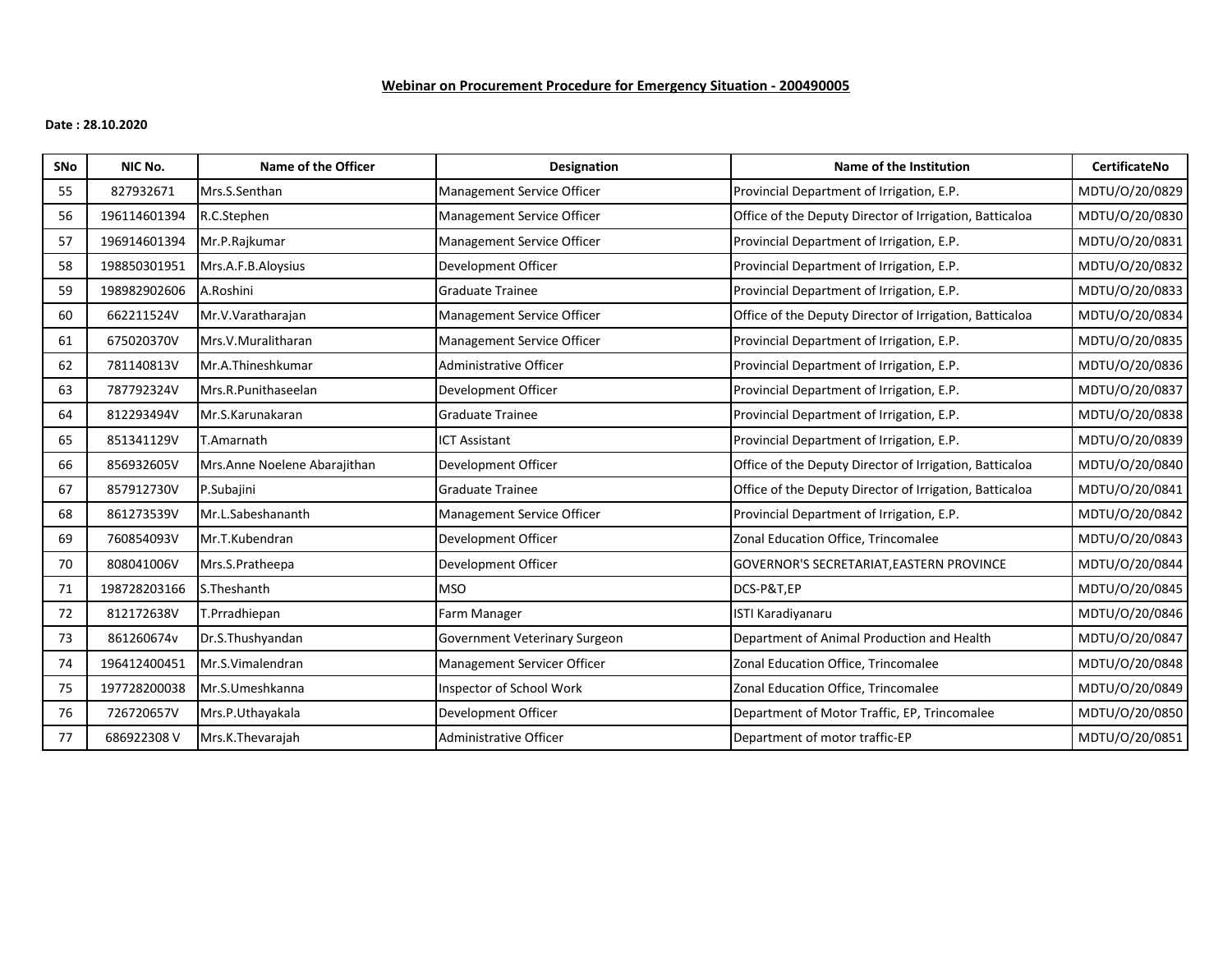**Webinar on Procurement Procedure for Emergency Situation - 200490005**

**Date : 28.10.2020**

| SNo | NIC No. | Name of the Officer | Designation | Name of the Institution | CertificateNo |
|---|---|---|---|---|---|
| 55 | 827932671 | Mrs.S.Senthan | Management Service Officer | Provincial Department of Irrigation, E.P. | MDTU/O/20/0829 |
| 56 | 196114601394 | R.C.Stephen | Management Service Officer | Office of the Deputy Director of Irrigation, Batticaloa | MDTU/O/20/0830 |
| 57 | 196914601394 | Mr.P.Rajkumar | Management Service Officer | Provincial Department of Irrigation, E.P. | MDTU/O/20/0831 |
| 58 | 198850301951 | Mrs.A.F.B.Aloysius | Development Officer | Provincial Department of Irrigation, E.P. | MDTU/O/20/0832 |
| 59 | 198982902606 | A.Roshini | Graduate Trainee | Provincial Department of Irrigation, E.P. | MDTU/O/20/0833 |
| 60 | 662211524V | Mr.V.Varatharajan | Management Service Officer | Office of the Deputy Director of Irrigation, Batticaloa | MDTU/O/20/0834 |
| 61 | 675020370V | Mrs.V.Muralitharan | Management Service Officer | Provincial Department of Irrigation, E.P. | MDTU/O/20/0835 |
| 62 | 781140813V | Mr.A.Thineshkumar | Administrative Officer | Provincial Department of Irrigation, E.P. | MDTU/O/20/0836 |
| 63 | 787792324V | Mrs.R.Punithaseelan | Development Officer | Provincial Department of Irrigation, E.P. | MDTU/O/20/0837 |
| 64 | 812293494V | Mr.S.Karunakaran | Graduate Trainee | Provincial Department of Irrigation, E.P. | MDTU/O/20/0838 |
| 65 | 851341129V | T.Amarnath | ICT Assistant | Provincial Department of Irrigation, E.P. | MDTU/O/20/0839 |
| 66 | 856932605V | Mrs.Anne Noelene Abarajithan | Development Officer | Office of the Deputy Director of Irrigation, Batticaloa | MDTU/O/20/0840 |
| 67 | 857912730V | P.Subajini | Graduate Trainee | Office of the Deputy Director of Irrigation, Batticaloa | MDTU/O/20/0841 |
| 68 | 861273539V | Mr.L.Sabeshananth | Management Service Officer | Provincial Department of Irrigation, E.P. | MDTU/O/20/0842 |
| 69 | 760854093V | Mr.T.Kubendran | Development Officer | Zonal Education Office, Trincomalee | MDTU/O/20/0843 |
| 70 | 808041006V | Mrs.S.Pratheepa | Development Officer | GOVERNOR'S SECRETARIAT,EASTERN PROVINCE | MDTU/O/20/0844 |
| 71 | 198728203166 | S.Theshanth | MSO | DCS-P&T,EP | MDTU/O/20/0845 |
| 72 | 812172638V | T.Prradhiepan | Farm Manager | ISTI Karadiyanaru | MDTU/O/20/0846 |
| 73 | 861260674v | Dr.S.Thushyandan | Government Veterinary Surgeon | Department of Animal Production and Health | MDTU/O/20/0847 |
| 74 | 196412400451 | Mr.S.Vimalendran | Management Servicer Officer | Zonal Education Office, Trincomalee | MDTU/O/20/0848 |
| 75 | 197728200038 | Mr.S.Umeshkanna | Inspector of School Work | Zonal Education Office, Trincomalee | MDTU/O/20/0849 |
| 76 | 726720657V | Mrs.P.Uthayakala | Development Officer | Department of Motor Traffic, EP, Trincomalee | MDTU/O/20/0850 |
| 77 | 686922308 V | Mrs.K.Thevarajah | Administrative Officer | Department of motor traffic-EP | MDTU/O/20/0851 |